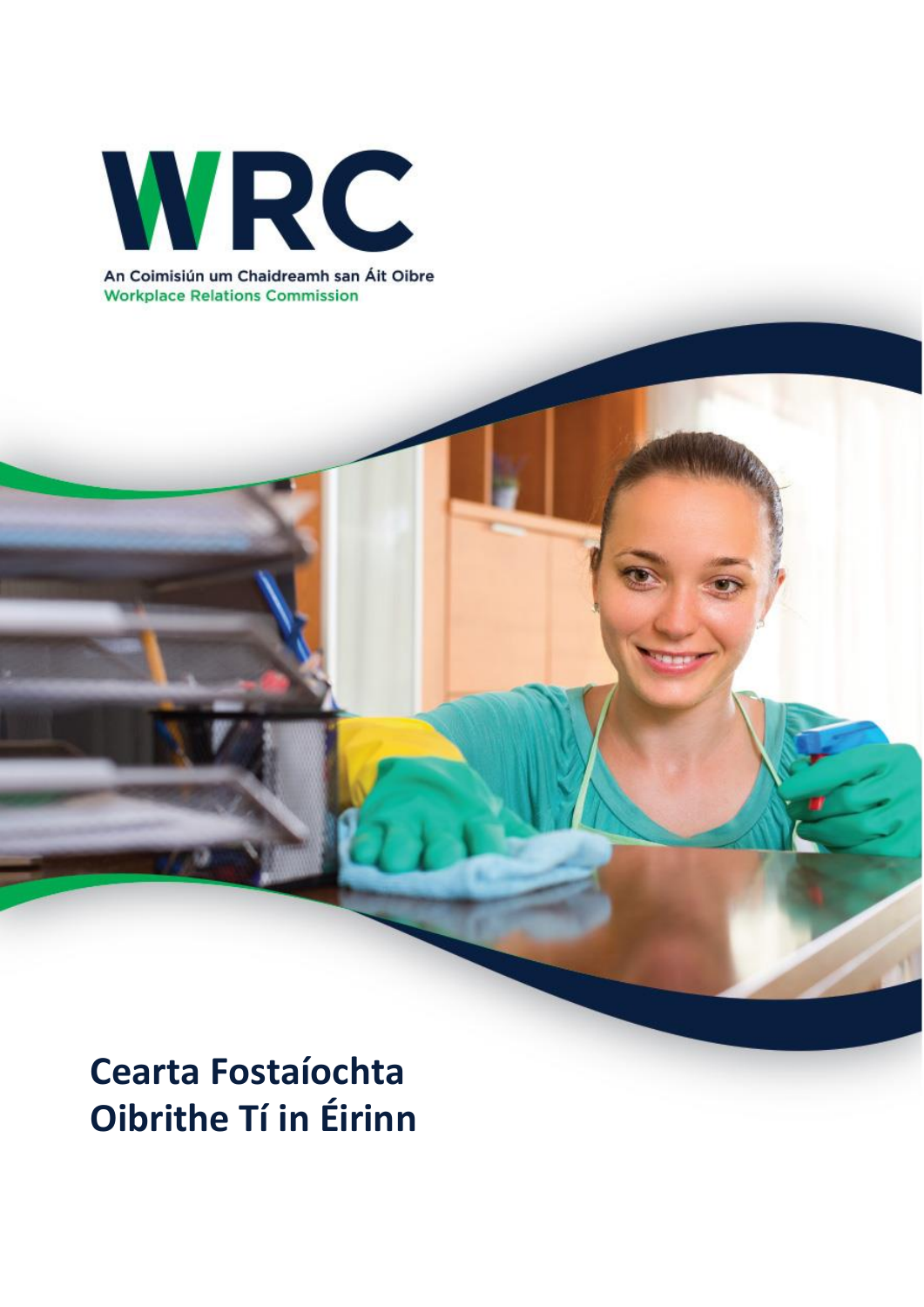WRC

An Coimisiún um Chaidreamh san Áit Oibre
Workplace Relations Commission

# Cearta Fostaíochta Oibrithe Tí in Éirinn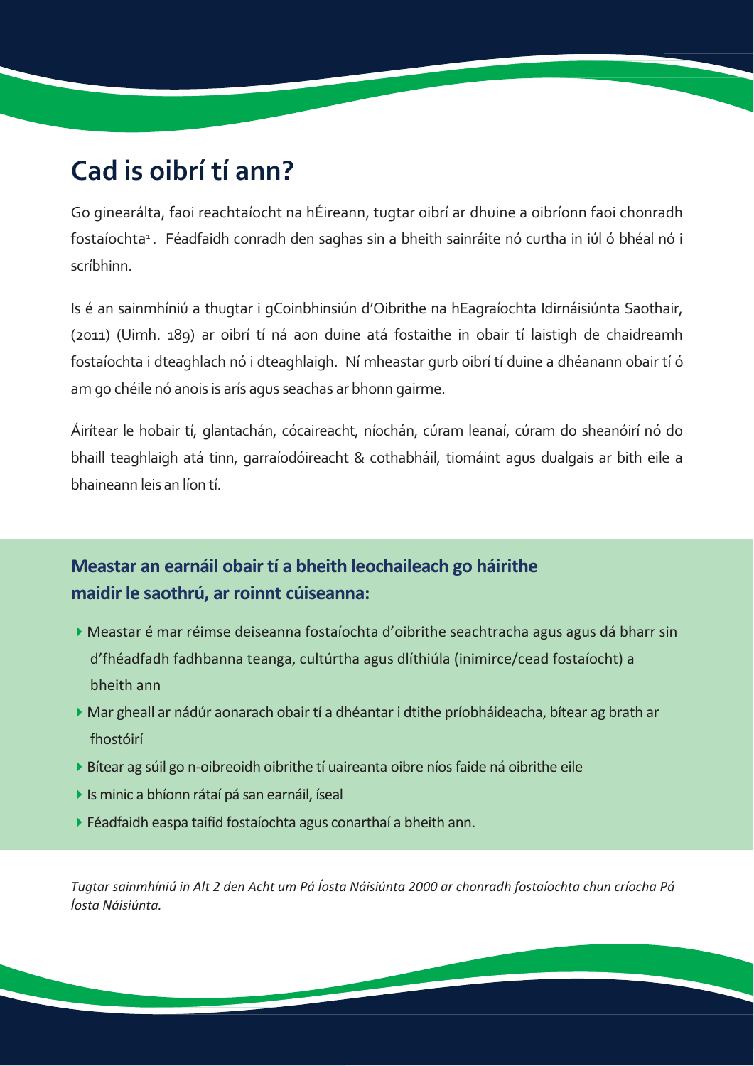# Cad is oibrí tí ann?

Go ginearálta, faoi reachtaíocht na hÉireann, tugtar oibrí ar dhuine a oibríonn faoi chonradh fostaíochta[1]. Féadfaidh conradh den saghas sin a bheith sainráite nó curtha in iúl ó bhéal nó i scríbhinn.

Is é an sainmhíniú a thugtar i gCoinbhinsiún d'Oibrithe na hEagraíochta Idirnáisiúnta Saothair, (2011) (Uimh. 189) ar oibrí tí ná aon duine atá fostaithe in obair tí laistigh de chaidreamh fostaíochta i dteaghlach nó i dteaghlaigh. Ní mheastar gurb oibrí tí duine a dhéanann obair tí ó am go chéile nó anois is arís agus seachas ar bhonn gairme.

Áirítear le hobair tí, glantachán, cócaireacht, níochán, cúram leanaí, cúram do sheanóirí nó do bhaill teaghlaigh atá tinn, garraíodóireacht & cothabháil, tiomáint agus dualgais ar bith eile a bhaineann leis an líon tí.

## Meastar an earnáil obair tí a bheith leochaileach go háirithe maidir le saothrú, ar roinnt cúiseanna:

- Meastar é mar réimse deiseanna fostaíochta d'oibrithe seachtracha agus agus dá bharr sin d'fhéadfadh fadhbanna teanga, cultúrtha agus dlíthiúla (inimirce/cead fostaíocht) a bheith ann
- Mar gheall ar nádúr aonarach obair tí a dhéantar i dtithe príobháideacha, bítear ag brath ar fhostóirí
- Bítear ag súil go n-oibreoidh oibrithe tí uaireanta oibre níos faide ná oibrithe eile
- Is minic a bhíonn rátaí pá san earnáil, íseal
- Féadfaidh easpa taifid fostaíochta agus conarthaí a bheith ann.

*Tugtar sainmhíniú in Alt 2 den Acht um Pá Íosta Náisiúnta 2000 ar chonradh fostaíochta chun críocha Pá Íosta Náisiúnta.*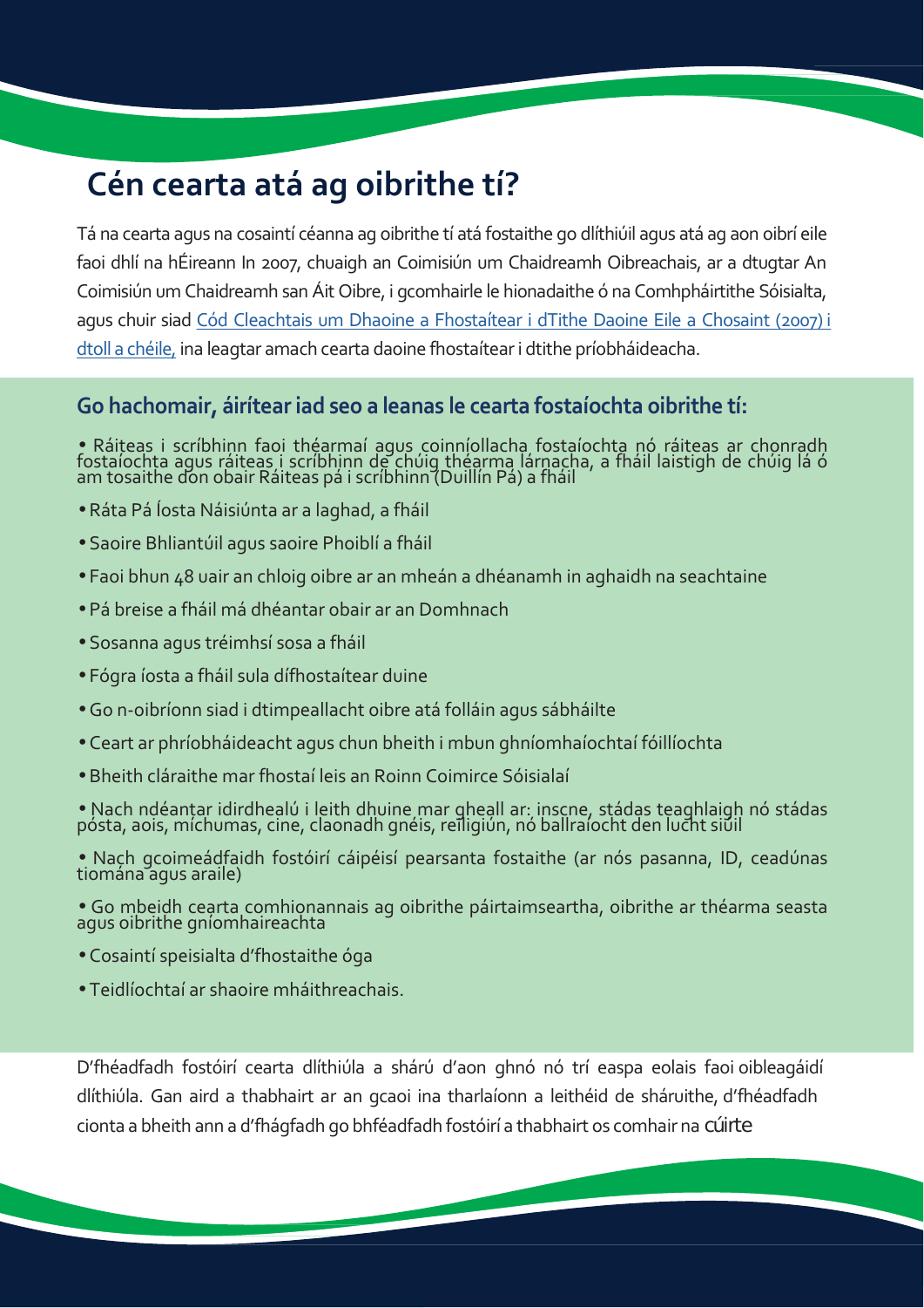# Cén cearta atá ag oibrithe tí?

Tá na cearta agus na cosaintí céanna ag oibrithe tí atá fostaithe go dlíthiúil agus atá ag aon oibrí eile faoi dhlí na hÉireann In 2007, chuaigh an Coimisiún um Chaidreamh Oibreachais, ar a dtugtar An Coimisiún um Chaidreamh san Áit Oibre, i gcomhairle le hionadaithe ó na Comhpháirtithe Sóisialta, agus chuir siad [Cód Cleachtais um Dhaoine a Fhostaítear i dTithe Daoine Eile a Chosaint (2007) i dtoll a chéile,]() ina leagtar amach cearta daoine fhostaítear i dtithe príobháideacha.

## Go hachomair, áirítear iad seo a leanas le cearta fostaíochta oibrithe tí:

- Ráiteas i scríbhinn faoi théarmaí agus coinníollacha fostaíochta nó ráiteas ar chonradh fostaíochta agus ráiteas i scríbhinn de chúig théarma lárnacha, a fháil laistigh de chúig lá ó am tosaithe don obair Ráiteas pá i scríbhinn (Duillín Pá) a fháil
- Ráta Pá Íosta Náisiúnta ar a laghad, a fháil
- Saoire Bhliantúil agus saoire Phoiblí a fháil
- Faoi bhun 48 uair an chloig oibre ar an mheán a dhéanamh in aghaidh na seachtaine
- Pá breise a fháil má dhéantar obair ar an Domhnach
- Sosanna agus tréimhsí sosa a fháil
- Fógra íosta a fháil sula dífhostaítear duine
- Go n-oibríonn siad i dtimpeallacht oibre atá folláin agus sábháilte
- Ceart ar phríobháideacht agus chun bheith i mbun ghníomhaíochtaí fóillíochta
- Bheith cláraithe mar fhostaí leis an Roinn Coimirce Sóisialaí
- Nach ndéantar idirdhealú i leith dhuine mar gheall ar: inscne, stádas teaghlaigh nó stádas pósta, aois, míchumas, cine, claonadh gnéis, reiligiún, nó ballraíocht den lucht siúil
- Nach gcoimeádfaidh fostóirí cáipéisí pearsanta fostaithe (ar nós pasanna, ID, ceadúnas tiomána agus araile)
- Go mbeidh cearta comhionannais ag oibrithe páirtaimseartha, oibrithe ar théarma seasta agus oibrithe gníomhaireachta
- Cosaintí speisialta d'fhostaithe óga
- Teidlíochtaí ar shaoire mháithreachais.

D'fhéadfadh fostóirí cearta dlíthiúla a shárú d'aon ghnó nó trí easpa eolais faoi oibleagáidí dlíthiúla. Gan aird a thabhairt ar an gcaoi ina tharlaíonn a leithéid de sháruithe, d'fhéadfadh cionta a bheith ann a d'fhágfadh go bhféadfadh fostóirí a thabhairt os comhair na cúirte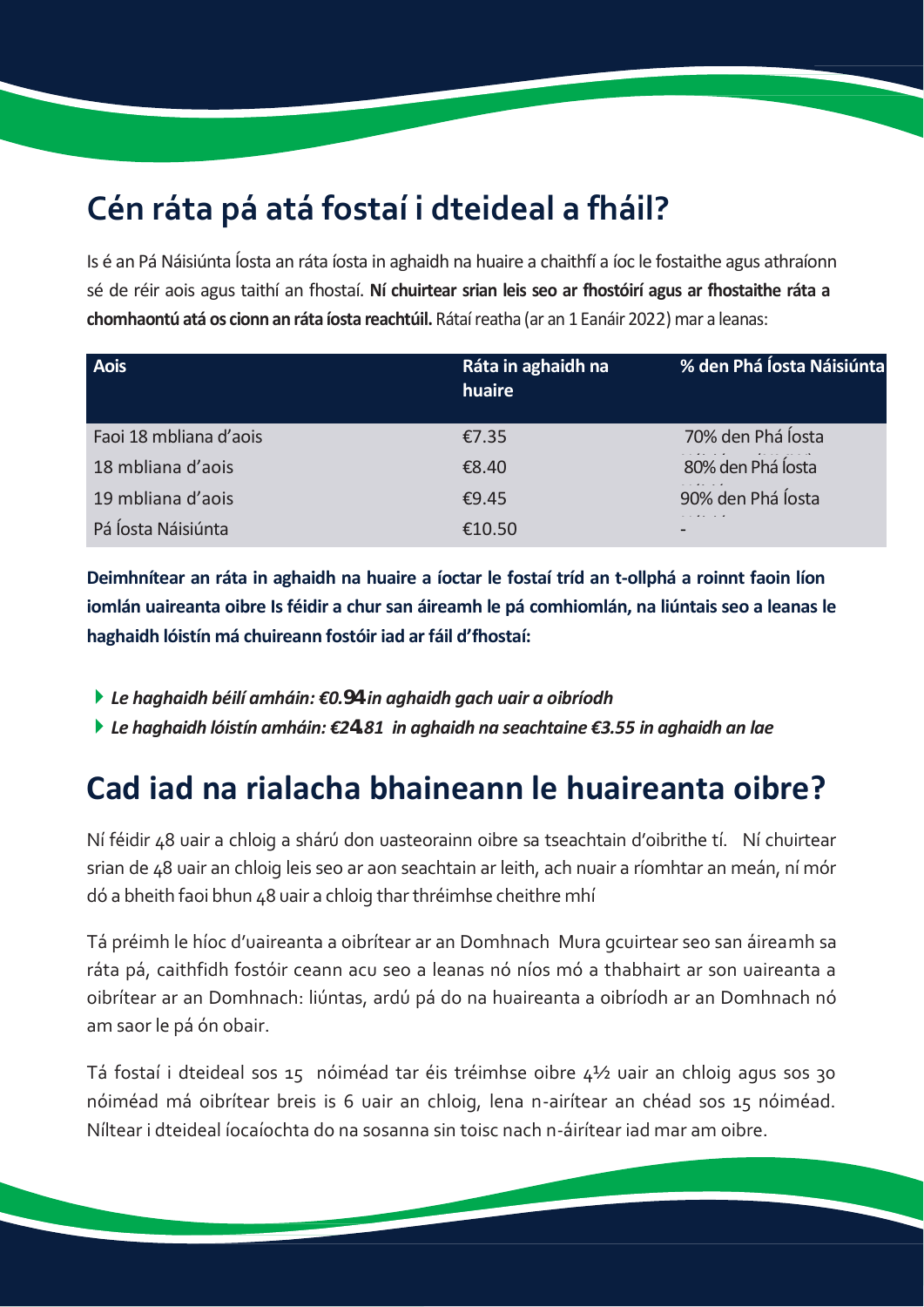## Cén ráta pá atá fostaí i dteideal a fháil?

Is é an Pá Náisiúnta Íosta an ráta íosta in aghaidh na huaire a chaithfí a íoc le fostaithe agus athraíonn sé de réir aois agus taithí an fhostaí. **Ní chuirtear srian leis seo ar fhostóirí agus ar fhostaithe ráta a chomhaontú atá os cionn an ráta íosta reachtúil.** Rátaí reatha (ar an 1 Eanáir 2022) mar a leanas:

| Aois | Ráta in aghaidh na huaire | % den Phá Íosta Náisiúnta |
|---|---|---|
| Faoi 18 mbliana d'aois | €7.35 | 70% den Phá Íosta |
| 18 mbliana d'aois | €8.40 | 80% den Phá Íosta |
| 19 mbliana d'aois | €9.45 | 90% den Phá Íosta |
| Pá Íosta Náisiúnta | €10.50 | - |

**Deimhnítear an ráta in aghaidh na huaire a íoctar le fostaí tríd an t-ollphá a roinnt faoin líon iomlán uaireanta oibre Is féidir a chur san áireamh le pá comhiomlán, na liúntais seo a leanas le haghaidh lóistín má chuireann fostóir iad ar fáil d'fhostaí:**

- ***Le haghaidh béilí amháin: €0.94 in aghaidh gach uair a oibríodh***
- ***Le haghaidh lóistín amháin: €24.81 in aghaidh na seachtaine €3.55 in aghaidh an lae***

## Cad iad na rialacha bhaineann le huaireanta oibre?

Ní féidir 48 uair a chloig a shárú don uasteorainn oibre sa tseachtain d'oibrithe tí. Ní chuirtear srian de 48 uair an chloig leis seo ar aon seachtain ar leith, ach nuair a ríomhtar an meán, ní mór dó a bheith faoi bhun 48 uair a chloig thar thréimhse cheithre mhí

Tá préimh le híoc d'uaireanta a oibrítear ar an Domhnach Mura gcuirtear seo san áireamh sa ráta pá, caithfidh fostóir ceann acu seo a leanas nó níos mó a thabhairt ar son uaireanta a oibrítear ar an Domhnach: liúntas, ardú pá do na huaireanta a oibríodh ar an Domhnach nó am saor le pá ón obair.

Tá fostaí i dteideal sos 15 nóiméad tar éis tréimhse oibre 4½ uair an chloig agus sos 30 nóiméad má oibrítear breis is 6 uair an chloig, lena n-airítear an chéad sos 15 nóiméad. Níltear i dteideal íocaíochta do na sosanna sin toisc nach n-áirítear iad mar am oibre.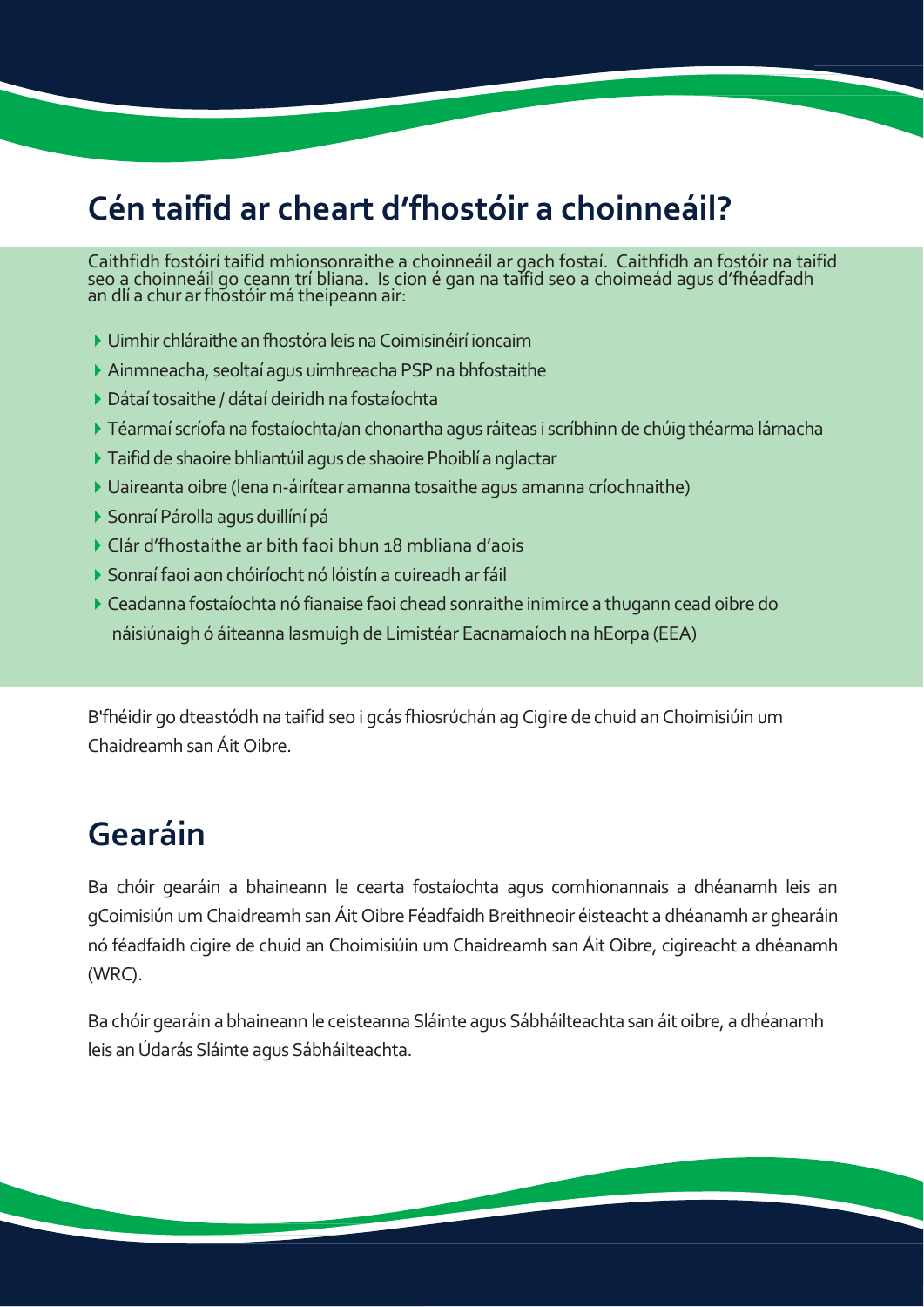## Cén taifid ar cheart d'fhostóir a choinneáil?

Caithfidh fostóirí taifid mhionsonraithe a choinneáil ar gach fostaí. Caithfidh an fostóir na taifid seo a choinneáil go ceann trí bliana. Is cion é gan na taifid seo a choimeád agus d'fhéadfadh an dlí a chur ar fhostóir má theipeann air:

- Uimhir chláraithe an fhostóra leis na Coimisinéirí ioncaim
- Ainmneacha, seoltaí agus uimhreacha PSP na bhfostaithe
- Dátaí tosaithe / dátaí deiridh na fostaíochta
- Téarmaí scríofa na fostaíochta/an chonartha agus ráiteas i scríbhinn de chúig théarma lárnacha
- Taifid de shaoire bhliantúil agus de shaoire Phoiblí a nglactar
- Uaireanta oibre (lena n-áirítear amanna tosaithe agus amanna críochnaithe)
- Sonraí Párolla agus duillíní pá
- Clár d'fhostaithe ar bith faoi bhun 18 mbliana d'aois
- Sonraí faoi aon chóiríocht nó lóistín a cuireadh ar fáil
- Ceadanna fostaíochta nó fianaise faoi chead sonraithe inimirce a thugann cead oibre do náisiúnaigh ó áiteanna lasmuigh de Limistéar Eacnamaíoch na hEorpa (EEA)

B'fhéidir go dteastódh na taifid seo i gcás fhiosrúchán ag Cigire de chuid an Choimisiúin um Chaidreamh san Áit Oibre.

## Gearáin

Ba chóir gearáin a bhaineann le cearta fostaíochta agus comhionannais a dhéanamh leis an gCoimisiún um Chaidreamh san Áit Oibre Féadfaidh Breithneoir éisteacht a dhéanamh ar ghearáin nó féadfaidh cigire de chuid an Choimisiúin um Chaidreamh san Áit Oibre, cigireacht a dhéanamh (WRC).

Ba chóir gearáin a bhaineann le ceisteanna Sláinte agus Sábháilteachta san áit oibre, a dhéanamh leis an Údarás Sláinte agus Sábháilteachta.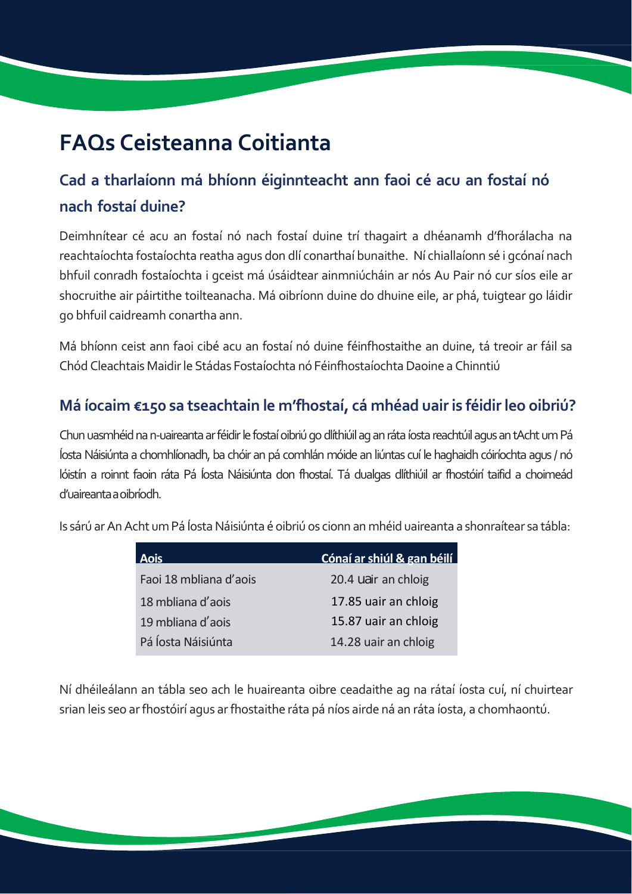# FAQs Ceisteanna Coitianta

## Cad a tharlaíonn má bhíonn éiginnteacht ann faoi cé acu an fostaí nó nach fostaí duine?

Deimhnítear cé acu an fostaí nó nach fostaí duine trí thagairt a dhéanamh d'fhorálacha na reachtaíochta fostaíochta reatha agus don dlí conarthaí bunaithe. Ní chiallaíonn sé i gcónaí nach bhfuil conradh fostaíochta i gceist má úsáidtear ainmniúcháin ar nós Au Pair nó cur síos eile ar shocruithe air páirtithe toilteanacha. Má oibríonn duine do dhuine eile, ar phá, tuigtear go láidir go bhfuil caidreamh conartha ann.

Má bhíonn ceist ann faoi cibé acu an fostaí nó duine féinfhostaithe an duine, tá treoir ar fáil sa Chód Cleachtais Maidir le Stádas Fostaíochta nó Féinfhostaíochta Daoine a Chinntiú

## Má íocaim €150 sa tseachtain le m'fhostaí, cá mhéad uair is féidir leo oibriú?

Chun uasmhéid na n-uaireanta ar féidir le fostaí oibriú go dlíthiúil ag an ráta íosta reachtúil agus an tAcht um Pá Íosta Náisiúnta a chomhlíonadh, ba chóir an pá comhlán móide an liúntas cuí le haghaidh cóiríochta agus / nó lóistín a roinnt faoin ráta Pá Íosta Náisiúnta don fhostaí. Tá dualgas dlíthiúil ar fhostóirí taifid a choimeád d'uaireanta a oibríodh.

Is sárú ar An Acht um Pá Íosta Náisiúnta é oibriú os cionn an mhéid uaireanta a shonraítear sa tábla:

| Aois | Cónaí ar shiúl & gan béilí |
|---|---|
| Faoi 18 mbliana d'aois | 20.4 uair an chloig |
| 18 mbliana d'aois | 17.85 uair an chloig |
| 19 mbliana d'aois | 15.87 uair an chloig |
| Pá Íosta Náisiúnta | 14.28 uair an chloig |

Ní dhéileálann an tábla seo ach le huaireanta oibre ceadaithe ag na rátaí íosta cuí, ní chuirtear srian leis seo ar fhostóirí agus ar fhostaithe ráta pá níos airde ná an ráta íosta, a chomhaontú.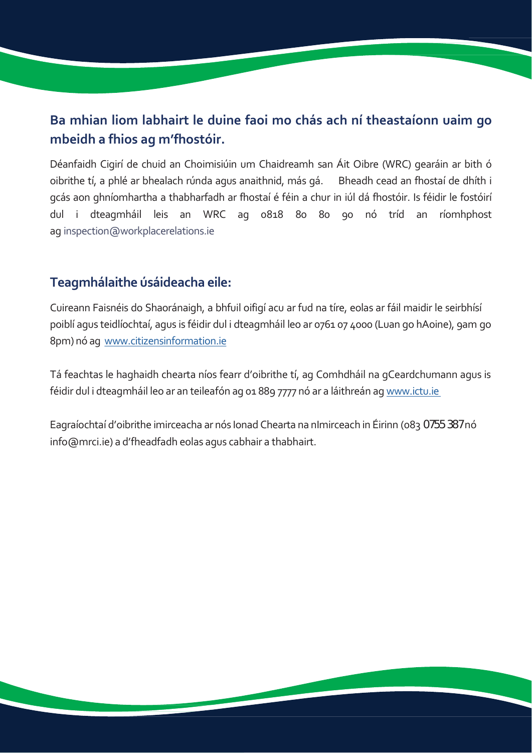## Ba mhian liom labhairt le duine faoi mo chás ach ní theastaíonn uaim go mbeidh a fhios ag m'fhostóir.

Déanfaidh Cigirí de chuid an Choimisiúin um Chaidreamh san Áit Oibre (WRC) gearáin ar bith ó oibrithe tí, a phlé ar bhealach rúnda agus anaithnid, más gá. Bheadh cead an fhostaí de dhíth i gcás aon ghníomhartha a thabharfadh ar fhostaí é féin a chur in iúl dá fhostóir. Is féidir le fostóirí dul i dteagmháil leis an WRC ag 0818 80 80 90 nó tríd an ríomhphost ag inspection@workplacerelations.ie

## Teagmhálaithe úsáideacha eile:

Cuireann Faisnéis do Shaoránaigh, a bhfuil oifigí acu ar fud na tíre, eolas ar fáil maidir le seirbhísí poiblí agus teidlíochtaí, agus is féidir dul i dteagmháil leo ar 0761 07 4000 (Luan go hAoine), 9am go 8pm) nó ag www.citizensinformation.ie

Tá feachtas le haghaidh chearta níos fearr d'oibrithe tí, ag Comhdháil na gCeardchumann agus is féidir dul i dteagmháil leo ar an teileafón ag 01 889 7777 nó ar a láithreán ag www.ictu.ie

Eagraíochtaí d'oibrithe imirceacha ar nós Ionad Chearta na nImirceach in Éirinn (083 0755 387 nó info@mrci.ie) a d'fheadfadh eolas agus cabhair a thabhairt.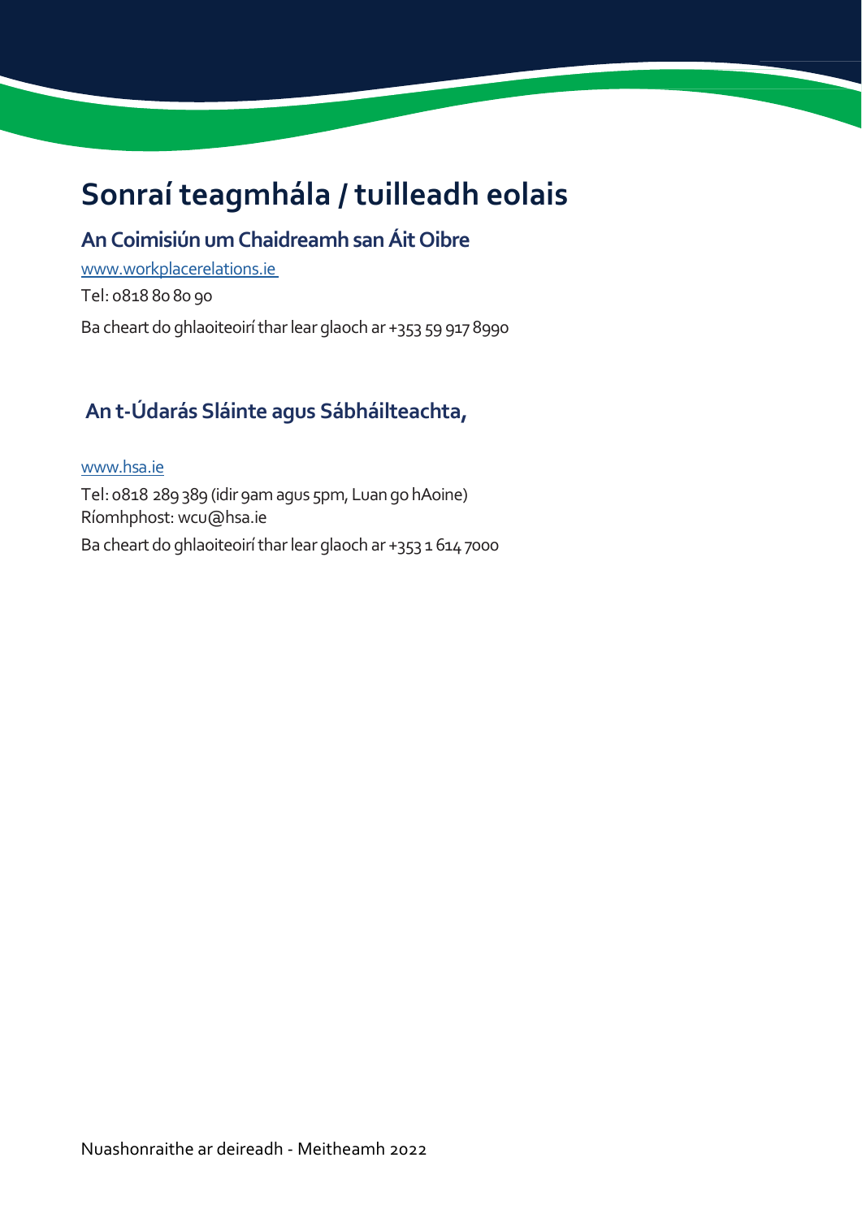# Sonraí teagmhála / tuilleadh eolais

## An Coimisiún um Chaidreamh san Áit Oibre

www.workplacerelations.ie

Tel: 0818 80 80 90

Ba cheart do ghlaoiteoirí thar lear glaoch ar +353 59 917 8990

## An t-Údarás Sláinte agus Sábháilteachta,

www.hsa.ie

Tel: 0818 289 389 (idir 9am agus 5pm, Luan go hAoine)
Ríomhphost: wcu@hsa.ie

Ba cheart do ghlaoiteoirí thar lear glaoch ar +353 1 614 7000

Nuashonraithe ar deireadh - Meitheamh 2022